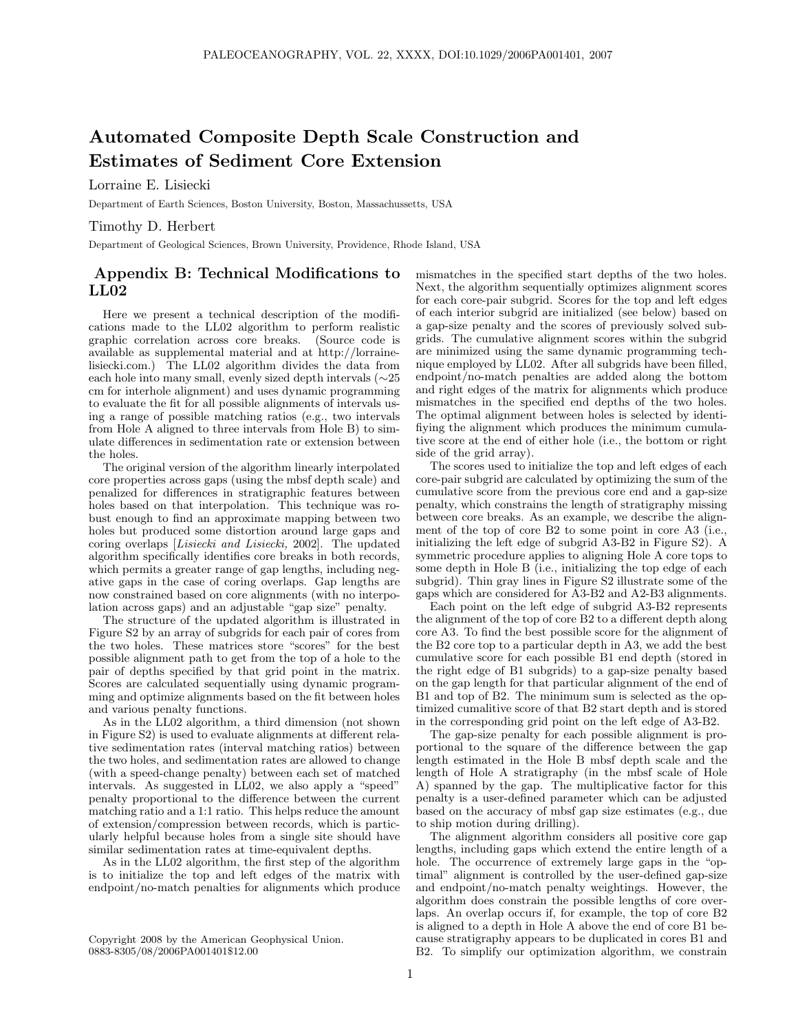# Automated Composite Depth Scale Construction and Estimates of Sediment Core Extension

Lorraine E. Lisiecki

Department of Earth Sciences, Boston University, Boston, Massachussetts, USA

Timothy D. Herbert

Department of Geological Sciences, Brown University, Providence, Rhode Island, USA

## Appendix B: Technical Modifications to LL02

Here we present a technical description of the modifications made to the LL02 algorithm to perform realistic graphic correlation across core breaks. (Source code is available as supplemental material and at http://lorraine-lisiecki.com.) The LL02 algorithm divides the data from each hole into many small, evenly sized depth intervals (∼25 cm for interhole alignment) and uses dynamic programming to evaluate the fit for all possible alignments of intervals using a range of possible matching ratios (e.g., two intervals from Hole A aligned to three intervals from Hole B) to simulate differences in sedimentation rate or extension between the holes.

The original version of the algorithm linearly interpolated core properties across gaps (using the mbsf depth scale) and penalized for differences in stratigraphic features between holes based on that interpolation. This technique was robust enough to find an approximate mapping between two holes but produced some distortion around large gaps and coring overlaps [*Lisiecki and Lisiecki,* 2002]. The updated algorithm specifically identifies core breaks in both records, which permits a greater range of gap lengths, including negative gaps in the case of coring overlaps. Gap lengths are now constrained based on core alignments (with no interpolation across gaps) and an adjustable "gap size" penalty.

The structure of the updated algorithm is illustrated in Figure S2 by an array of subgrids for each pair of cores from the two holes. These matrices store "scores" for the best possible alignment path to get from the top of a hole to the pair of depths specified by that grid point in the matrix. Scores are calculated sequentially using dynamic programming and optimize alignments based on the fit between holes and various penalty functions.

As in the LL02 algorithm, a third dimension (not shown in Figure S2) is used to evaluate alignments at different relative sedimentation rates (interval matching ratios) between the two holes, and sedimentation rates are allowed to change (with a speed-change penalty) between each set of matched intervals. As suggested in LL02, we also apply a "speed" penalty proportional to the difference between the current matching ratio and a 1:1 ratio. This helps reduce the amount of extension/compression between records, which is particularly helpful because holes from a single site should have similar sedimentation rates at time-equivalent depths.

As in the LL02 algorithm, the first step of the algorithm is to initialize the top and left edges of the matrix with endpoint/no-match penalties for alignments which produce mismatches in the specified start depths of the two holes. Next, the algorithm sequentially optimizes alignment scores for each core-pair subgrid. Scores for the top and left edges of each interior subgrid are initialized (see below) based on a gap-size penalty and the scores of previously solved subgrids. The cumulative alignment scores within the subgrid are minimized using the same dynamic programming technique employed by LL02. After all subgrids have been filled, endpoint/no-match penalties are added along the bottom and right edges of the matrix for alignments which produce mismatches in the specified end depths of the two holes. The optimal alignment between holes is selected by identifying the alignment which produces the minimum cumulative score at the end of either hole (i.e., the bottom or right side of the grid array).

The scores used to initialize the top and left edges of each core-pair subgrid are calculated by optimizing the sum of the cumulative score from the previous core end and a gap-size penalty, which constrains the length of stratigraphy missing between core breaks. As an example, we describe the alignment of the top of core B2 to some point in core A3 (i.e., initializing the left edge of subgrid A3-B2 in Figure S2). A symmetric procedure applies to aligning Hole A core tops to some depth in Hole B (i.e., initializing the top edge of each subgrid). Thin gray lines in Figure S2 illustrate some of the gaps which are considered for A3-B2 and A2-B3 alignments.

Each point on the left edge of subgrid A3-B2 represents the alignment of the top of core B2 to a different depth along core A3. To find the best possible score for the alignment of the B2 core top to a particular depth in A3, we add the best cumulative score for each possible B1 end depth (stored in the right edge of B1 subgrids) to a gap-size penalty based on the gap length for that particular alignment of the end of B1 and top of B2. The minimum sum is selected as the optimized cumalitive score of that B2 start depth and is stored in the corresponding grid point on the left edge of A3-B2.

The gap-size penalty for each possible alignment is proportional to the square of the difference between the gap length estimated in the Hole B mbsf depth scale and the length of Hole A stratigraphy (in the mbsf scale of Hole A) spanned by the gap. The multiplicative factor for this penalty is a user-defined parameter which can be adjusted based on the accuracy of mbsf gap size estimates (e.g., due to ship motion during drilling).

The alignment algorithm considers all positive core gap lengths, including gaps which extend the entire length of a hole. The occurrence of extremely large gaps in the "optimal" alignment is controlled by the user-defined gap-size and endpoint/no-match penalty weightings. However, the algorithm does constrain the possible lengths of core overlaps. An overlap occurs if, for example, the top of core B2 is aligned to a depth in Hole A above the end of core B1 because stratigraphy appears to be duplicated in cores B1 and B2. To simplify our optimization algorithm, we constrain

Copyright 2008 by the American Geophysical Union.
0883-8305/08/2006PA001401$12.00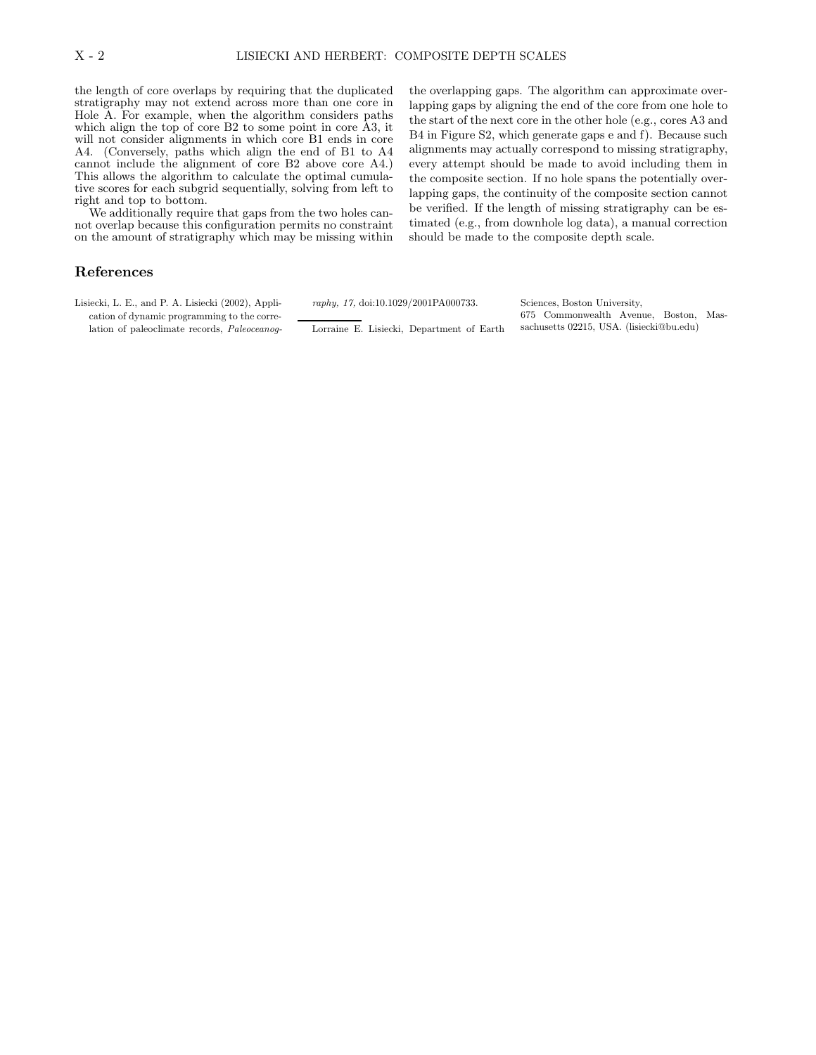the length of core overlaps by requiring that the duplicated stratigraphy may not extend across more than one core in Hole A. For example, when the algorithm considers paths which align the top of core B2 to some point in core A3, it will not consider alignments in which core B1 ends in core A4. (Conversely, paths which align the end of B1 to A4 cannot include the alignment of core B2 above core A4.) This allows the algorithm to calculate the optimal cumulative scores for each subgrid sequentially, solving from left to right and top to bottom.

We additionally require that gaps from the two holes cannot overlap because this configuration permits no constraint on the amount of stratigraphy which may be missing within the overlapping gaps. The algorithm can approximate overlapping gaps by aligning the end of the core from one hole to the start of the next core in the other hole (e.g., cores A3 and B4 in Figure S2, which generate gaps e and f). Because such alignments may actually correspond to missing stratigraphy, every attempt should be made to avoid including them in the composite section. If no hole spans the potentially overlapping gaps, the continuity of the composite section cannot be verified. If the length of missing stratigraphy can be estimated (e.g., from downhole log data), a manual correction should be made to the composite depth scale.

## References

Lisiecki, L. E., and P. A. Lisiecki (2002), Application of dynamic programming to the correlation of paleoclimate records, *Paleoceanography, 17,* doi:10.1029/2001PA000733.

---

Lorraine E. Lisiecki, Department of Earth Sciences, Boston University, 675 Commonwealth Avenue, Boston, Massachusetts 02215, USA. (lisiecki@bu.edu)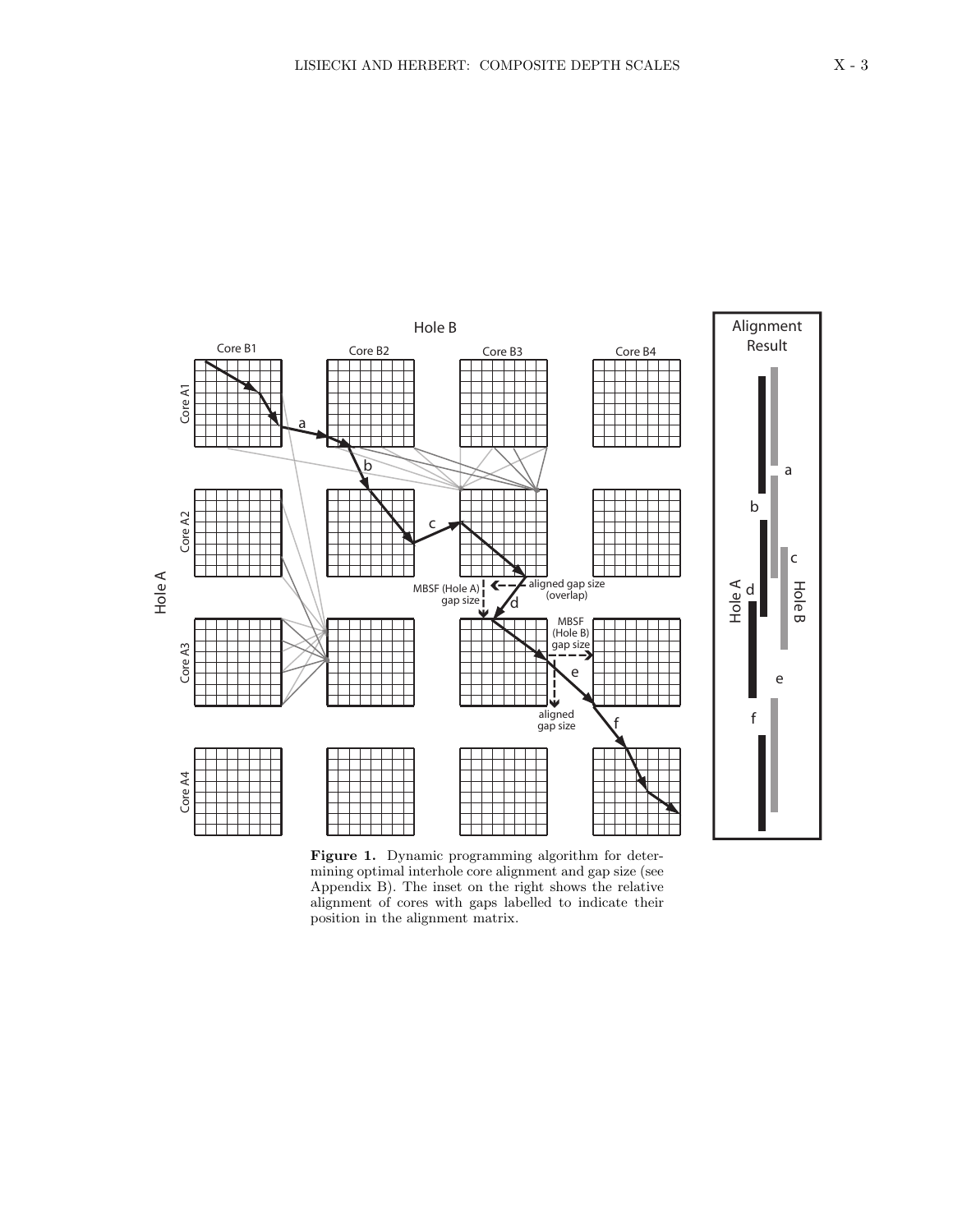Hole B

Core B1

Core B2

Core B3

Core B4

Core A1

Core A2

Core A3

Core A4

Hole A

a

b

c

d

e

f

MBSF (Hole A) gap size

aligned gap size (overlap)

MBSF (Hole B) gap size

aligned gap size

Alignment Result

Hole A

Hole B

**Figure 1.** Dynamic programming algorithm for determining optimal interhole core alignment and gap size (see Appendix B). The inset on the right shows the relative alignment of cores with gaps labelled to indicate their position in the alignment matrix.